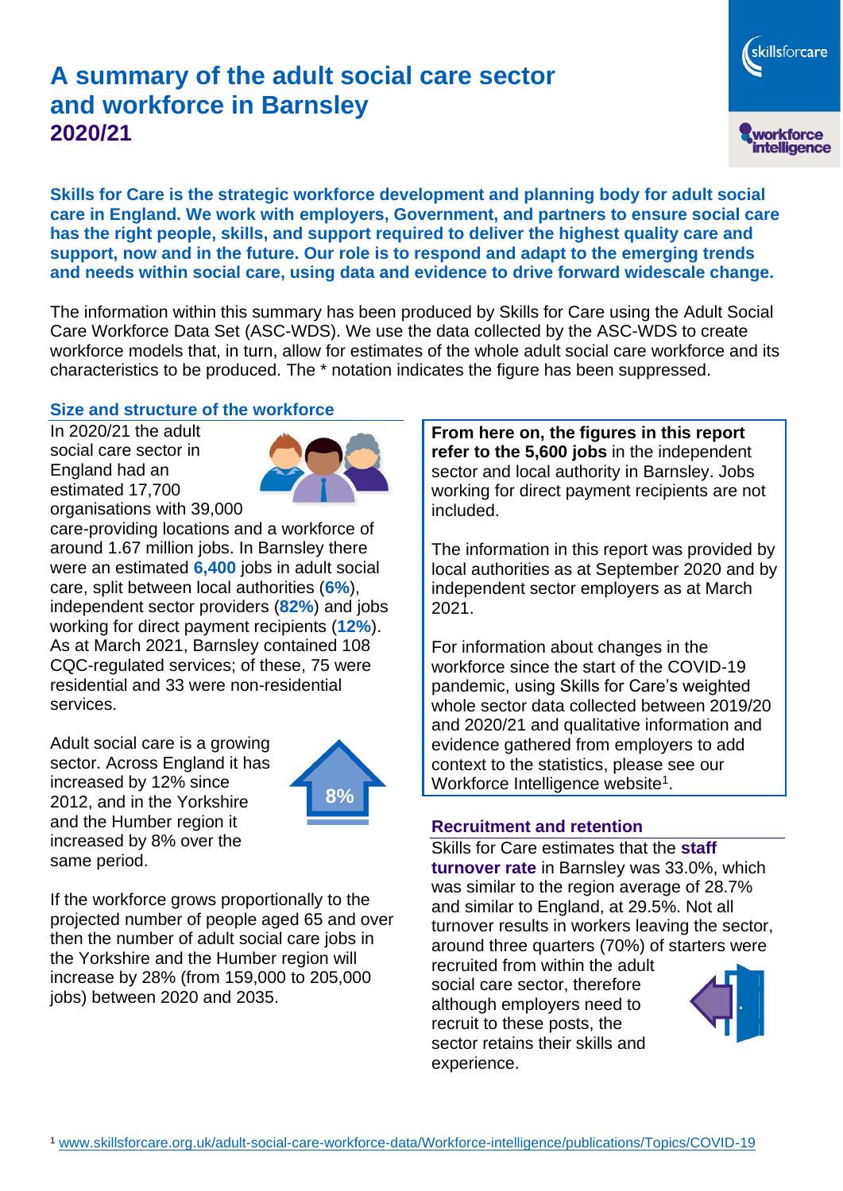# A summary of the adult social care sector and workforce in Barnsley 2020/21

**Skills for Care is the strategic workforce development and planning body for adult social care in England. We work with employers, Government, and partners to ensure social care has the right people, skills, and support required to deliver the highest quality care and support, now and in the future. Our role is to respond and adapt to the emerging trends and needs within social care, using data and evidence to drive forward widescale change.**

The information within this summary has been produced by Skills for Care using the Adult Social Care Workforce Data Set (ASC-WDS). We use the data collected by the ASC-WDS to create workforce models that, in turn, allow for estimates of the whole adult social care workforce and its characteristics to be produced. The * notation indicates the figure has been suppressed.

## Size and structure of the workforce

In 2020/21 the adult social care sector in England had an estimated 17,700 organisations with 39,000 care-providing locations and a workforce of around 1.67 million jobs. In Barnsley there were an estimated **6,400** jobs in adult social care, split between local authorities (**6%**), independent sector providers (**82%**) and jobs working for direct payment recipients (**12%**). As at March 2021, Barnsley contained 108 CQC-regulated services; of these, 75 were residential and 33 were non-residential services.

Adult social care is a growing sector. Across England it has increased by 12% since 2012, and in the Yorkshire and the Humber region it increased by 8% over the same period.

8%

If the workforce grows proportionally to the projected number of people aged 65 and over then the number of adult social care jobs in the Yorkshire and the Humber region will increase by 28% (from 159,000 to 205,000 jobs) between 2020 and 2035.

**From here on, the figures in this report refer to the 5,600 jobs** in the independent sector and local authority in Barnsley. Jobs working for direct payment recipients are not included.

The information in this report was provided by local authorities as at September 2020 and by independent sector employers as at March 2021.

For information about changes in the workforce since the start of the COVID-19 pandemic, using Skills for Care's weighted whole sector data collected between 2019/20 and 2020/21 and qualitative information and evidence gathered from employers to add context to the statistics, please see our Workforce Intelligence website[1].

## Recruitment and retention

Skills for Care estimates that the **staff turnover rate** in Barnsley was 33.0%, which was similar to the region average of 28.7% and similar to England, at 29.5%. Not all turnover results in workers leaving the sector, around three quarters (70%) of starters were recruited from within the adult social care sector, therefore although employers need to recruit to these posts, the sector retains their skills and experience.

[1] www.skillsforcare.org.uk/adult-social-care-workforce-data/Workforce-intelligence/publications/Topics/COVID-19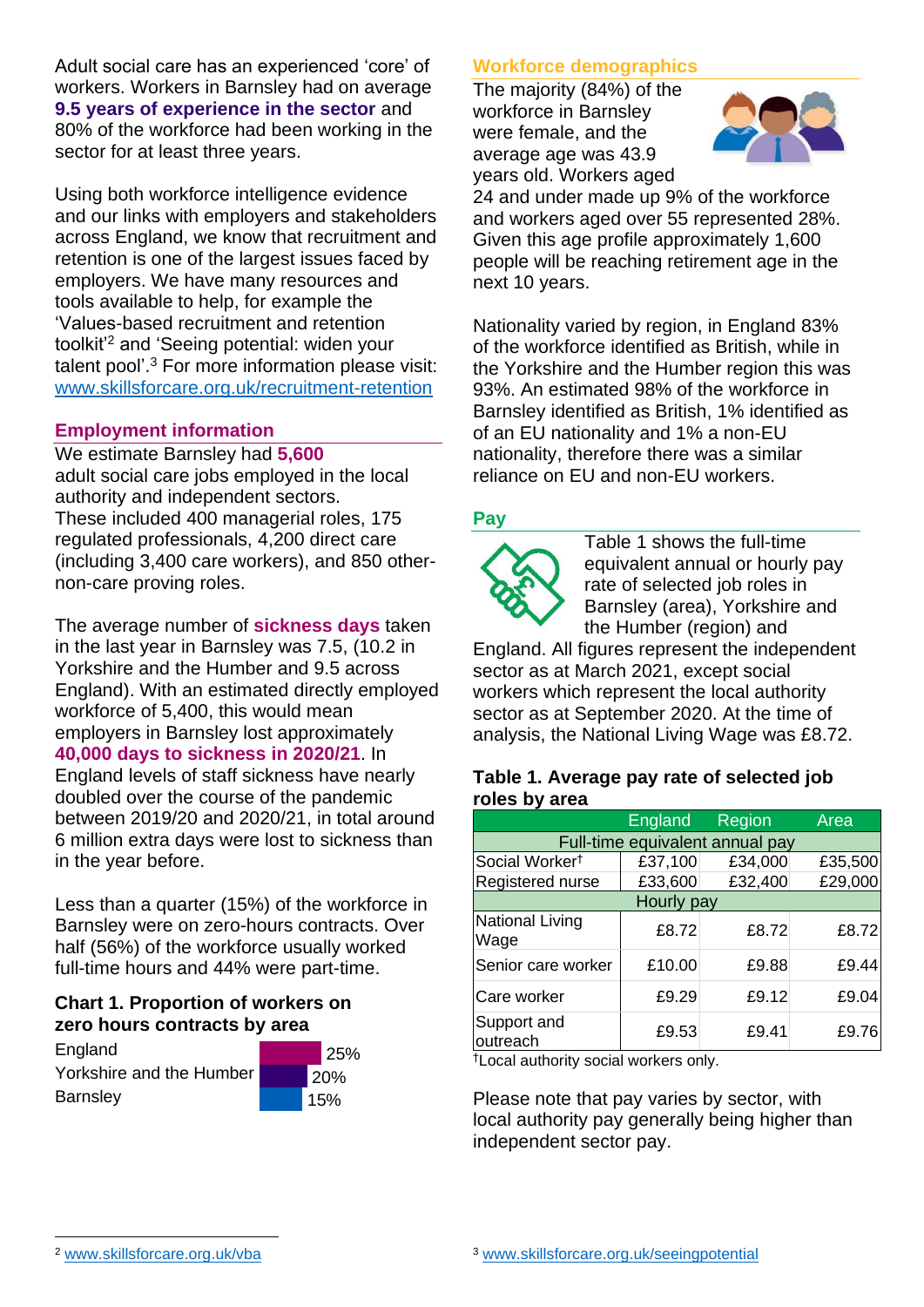Adult social care has an experienced 'core' of workers. Workers in Barnsley had on average **9.5 years of experience in the sector** and 80% of the workforce had been working in the sector for at least three years.

Using both workforce intelligence evidence and our links with employers and stakeholders across England, we know that recruitment and retention is one of the largest issues faced by employers. We have many resources and tools available to help, for example the 'Values-based recruitment and retention toolkit'[2] and 'Seeing potential: widen your talent pool'.[3] For more information please visit: www.skillsforcare.org.uk/recruitment-retention

## Employment information

We estimate Barnsley had **5,600** adult social care jobs employed in the local authority and independent sectors. These included 400 managerial roles, 175 regulated professionals, 4,200 direct care (including 3,400 care workers), and 850 other-non-care proving roles.

The average number of **sickness days** taken in the last year in Barnsley was 7.5, (10.2 in Yorkshire and the Humber and 9.5 across England). With an estimated directly employed workforce of 5,400, this would mean employers in Barnsley lost approximately **40,000 days to sickness in 2020/21**. In England levels of staff sickness have nearly doubled over the course of the pandemic between 2019/20 and 2020/21, in total around 6 million extra days were lost to sickness than in the year before.

Less than a quarter (15%) of the workforce in Barnsley were on zero-hours contracts. Over half (56%) of the workforce usually worked full-time hours and 44% were part-time.

**Chart 1. Proportion of workers on zero hours contracts by area**

| Area | Proportion |
|---|---|
| England | 25% |
| Yorkshire and the Humber | 20% |
| Barnsley | 15% |

## Workforce demographics

The majority (84%) of the workforce in Barnsley were female, and the average age was 43.9 years old. Workers aged 24 and under made up 9% of the workforce and workers aged over 55 represented 28%. Given this age profile approximately 1,600 people will be reaching retirement age in the next 10 years.

Nationality varied by region, in England 83% of the workforce identified as British, while in the Yorkshire and the Humber region this was 93%. An estimated 98% of the workforce in Barnsley identified as British, 1% identified as of an EU nationality and 1% a non-EU nationality, therefore there was a similar reliance on EU and non-EU workers.

## Pay

Table 1 shows the full-time equivalent annual or hourly pay rate of selected job roles in Barnsley (area), Yorkshire and the Humber (region) and England. All figures represent the independent sector as at March 2021, except social workers which represent the local authority sector as at September 2020. At the time of analysis, the National Living Wage was £8.72.

**Table 1. Average pay rate of selected job roles by area**

| | England | Region | Area |
|---|---|---|---|
| **Full-time equivalent annual pay** | | | |
| Social Worker† | £37,100 | £34,000 | £35,500 |
| Registered nurse | £33,600 | £32,400 | £29,000 |
| **Hourly pay** | | | |
| National Living Wage | £8.72 | £8.72 | £8.72 |
| Senior care worker | £10.00 | £9.88 | £9.44 |
| Care worker | £9.29 | £9.12 | £9.04 |
| Support and outreach | £9.53 | £9.41 | £9.76 |

†Local authority social workers only.

Please note that pay varies by sector, with local authority pay generally being higher than independent sector pay.

[2] www.skillsforcare.org.uk/vba

[3] www.skillsforcare.org.uk/seeingpotential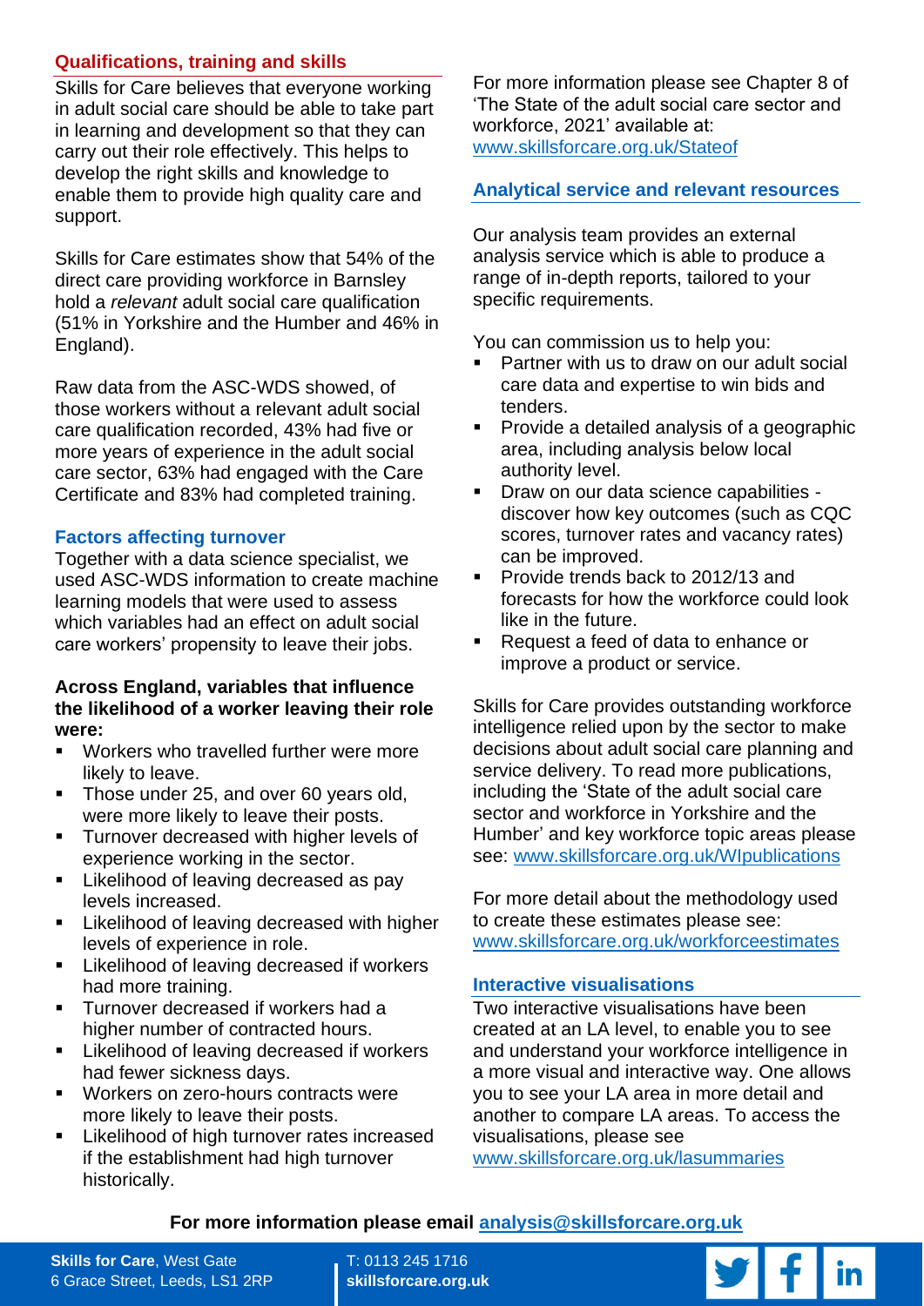## Qualifications, training and skills

Skills for Care believes that everyone working in adult social care should be able to take part in learning and development so that they can carry out their role effectively. This helps to develop the right skills and knowledge to enable them to provide high quality care and support.

Skills for Care estimates show that 54% of the direct care providing workforce in Barnsley hold a *relevant* adult social care qualification (51% in Yorkshire and the Humber and 46% in England).

Raw data from the ASC-WDS showed, of those workers without a relevant adult social care qualification recorded, 43% had five or more years of experience in the adult social care sector, 63% had engaged with the Care Certificate and 83% had completed training.

## Factors affecting turnover

Together with a data science specialist, we used ASC-WDS information to create machine learning models that were used to assess which variables had an effect on adult social care workers' propensity to leave their jobs.

**Across England, variables that influence the likelihood of a worker leaving their role were:**

- Workers who travelled further were more likely to leave.
- Those under 25, and over 60 years old, were more likely to leave their posts.
- Turnover decreased with higher levels of experience working in the sector.
- Likelihood of leaving decreased as pay levels increased.
- Likelihood of leaving decreased with higher levels of experience in role.
- Likelihood of leaving decreased if workers had more training.
- Turnover decreased if workers had a higher number of contracted hours.
- Likelihood of leaving decreased if workers had fewer sickness days.
- Workers on zero-hours contracts were more likely to leave their posts.
- Likelihood of high turnover rates increased if the establishment had high turnover historically.

For more information please see Chapter 8 of 'The State of the adult social care sector and workforce, 2021' available at: www.skillsforcare.org.uk/Stateof

## Analytical service and relevant resources

Our analysis team provides an external analysis service which is able to produce a range of in-depth reports, tailored to your specific requirements.

You can commission us to help you:

- Partner with us to draw on our adult social care data and expertise to win bids and tenders.
- Provide a detailed analysis of a geographic area, including analysis below local authority level.
- Draw on our data science capabilities - discover how key outcomes (such as CQC scores, turnover rates and vacancy rates) can be improved.
- Provide trends back to 2012/13 and forecasts for how the workforce could look like in the future.
- Request a feed of data to enhance or improve a product or service.

Skills for Care provides outstanding workforce intelligence relied upon by the sector to make decisions about adult social care planning and service delivery. To read more publications, including the 'State of the adult social care sector and workforce in Yorkshire and the Humber' and key workforce topic areas please see: www.skillsforcare.org.uk/WIpublications

For more detail about the methodology used to create these estimates please see: www.skillsforcare.org.uk/workforceestimates

## Interactive visualisations

Two interactive visualisations have been created at an LA level, to enable you to see and understand your workforce intelligence in a more visual and interactive way. One allows you to see your LA area in more detail and another to compare LA areas. To access the visualisations, please see www.skillsforcare.org.uk/lasummaries

**For more information please email analysis@skillsforcare.org.uk**

**Skills for Care**, West Gate
6 Grace Street, Leeds, LS1 2RP

T: 0113 245 1716
**skillsforcare.org.uk**